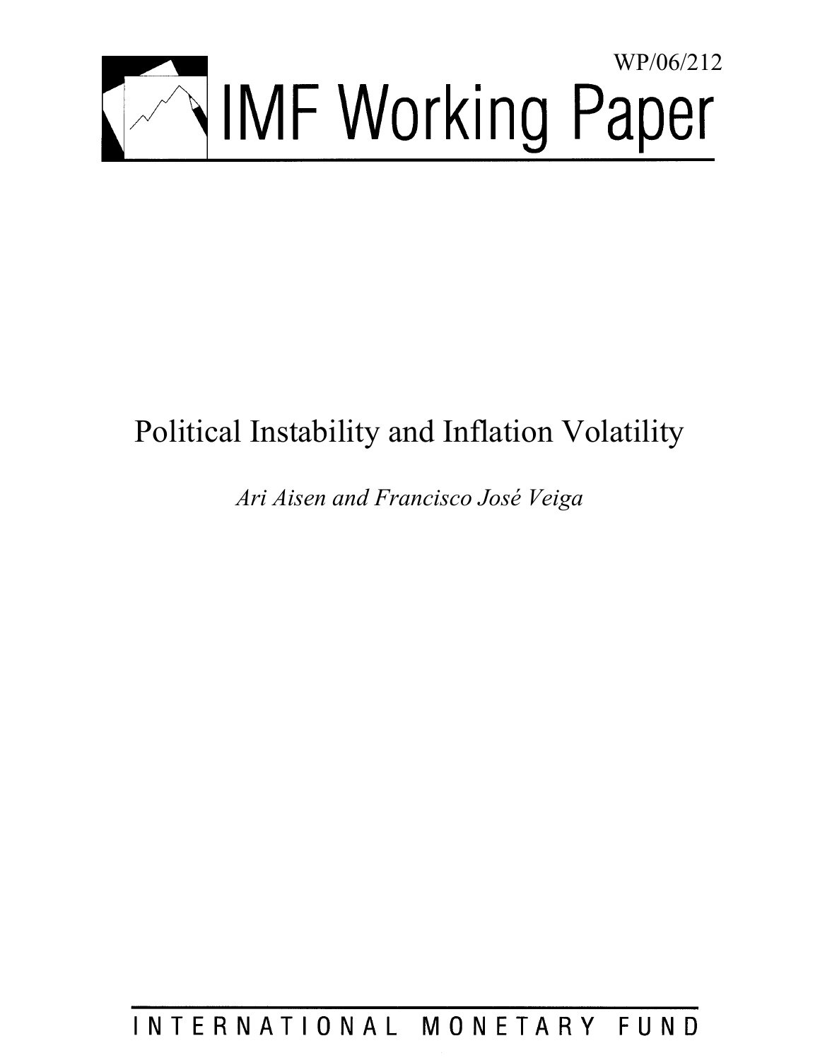WP/06/212

# IMF Working Paper

# Political Instability and Inflation Volatility

*Ari Aisen and Francisco José Veiga*

INTERNATIONAL MONETARY FUND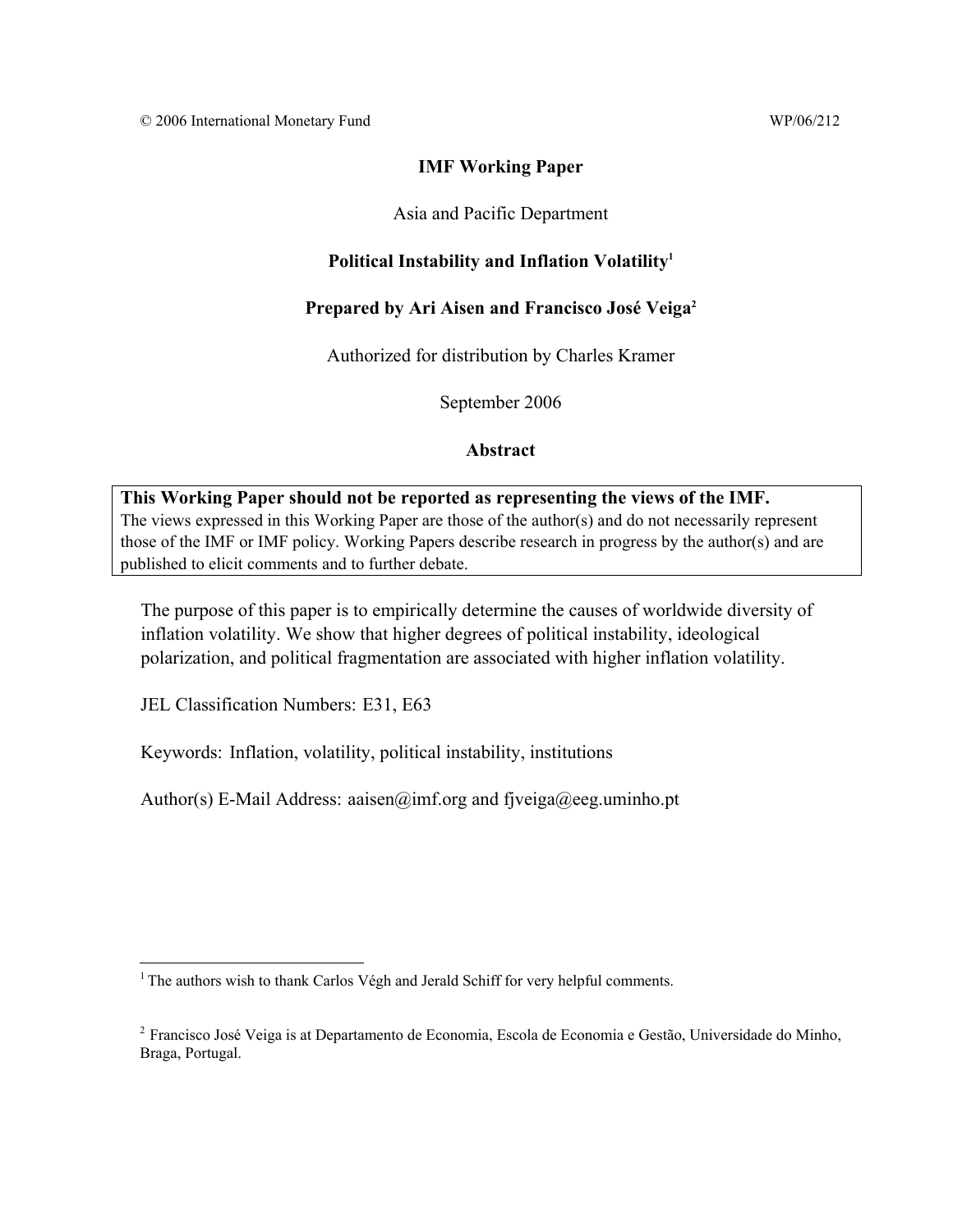© 2006 International Monetary Fund WP/06/212

**IMF Working Paper**

Asia and Pacific Department

**Political Instability and Inflation Volatility**[1]

**Prepared by Ari Aisen and Francisco José Veiga**[2]

Authorized for distribution by Charles Kramer

September 2006

**Abstract**

> **This Working Paper should not be reported as representing the views of the IMF.**
> The views expressed in this Working Paper are those of the author(s) and do not necessarily represent those of the IMF or IMF policy. Working Papers describe research in progress by the author(s) and are published to elicit comments and to further debate.

The purpose of this paper is to empirically determine the causes of worldwide diversity of inflation volatility. We show that higher degrees of political instability, ideological polarization, and political fragmentation are associated with higher inflation volatility.

JEL Classification Numbers: E31, E63

Keywords: Inflation, volatility, political instability, institutions

Author(s) E-Mail Address: aaisen@imf.org and fjveiga@eeg.uminho.pt

---

[1] The authors wish to thank Carlos Végh and Jerald Schiff for very helpful comments.

[2] Francisco José Veiga is at Departamento de Economia, Escola de Economia e Gestão, Universidade do Minho, Braga, Portugal.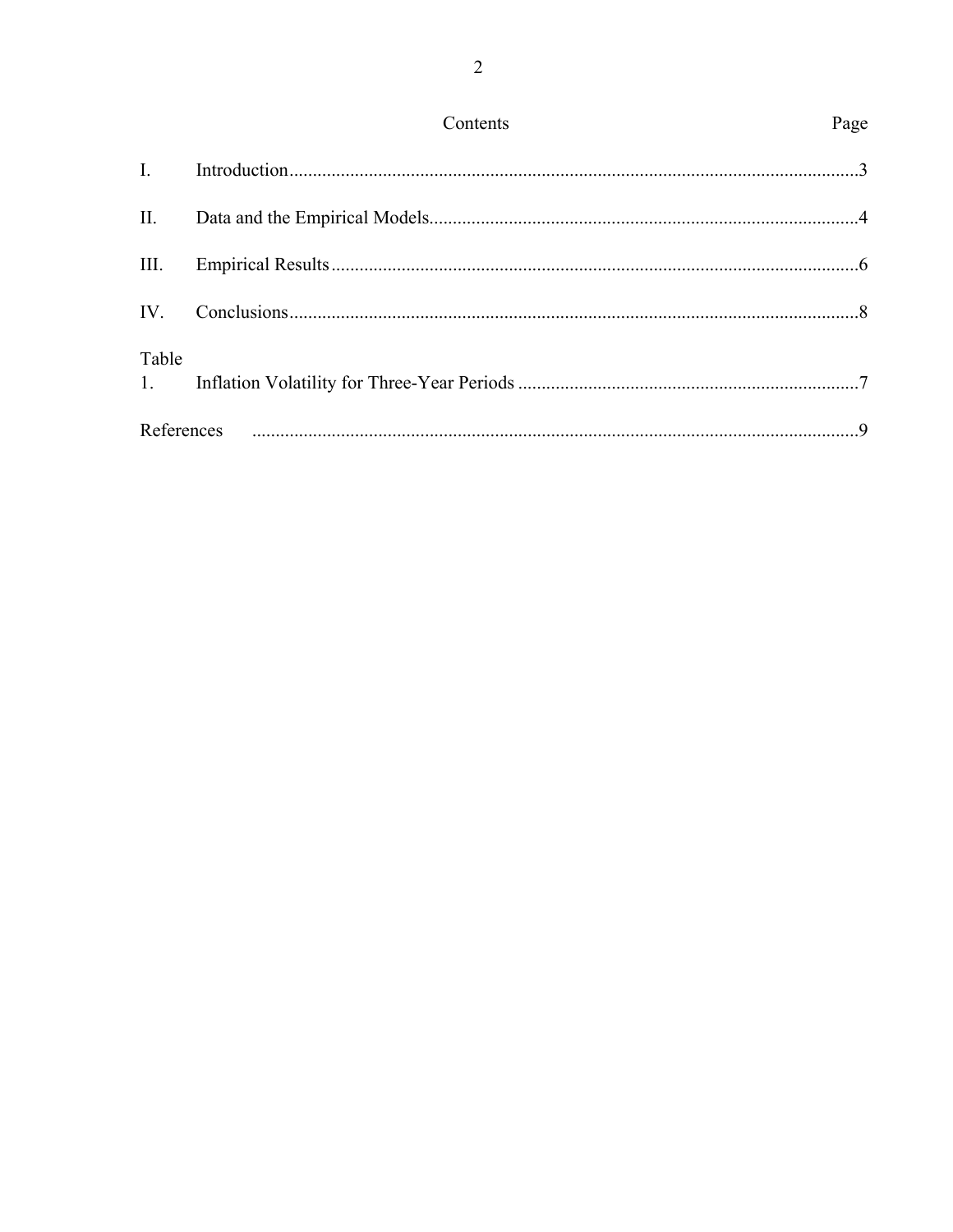# Contents

| | | Page |
|---|---|---|
| I. | Introduction | 3 |
| II. | Data and the Empirical Models | 4 |
| III. | Empirical Results | 6 |
| IV. | Conclusions | 8 |
| Table | | |
| 1. | Inflation Volatility for Three-Year Periods | 7 |
| References | | 9 |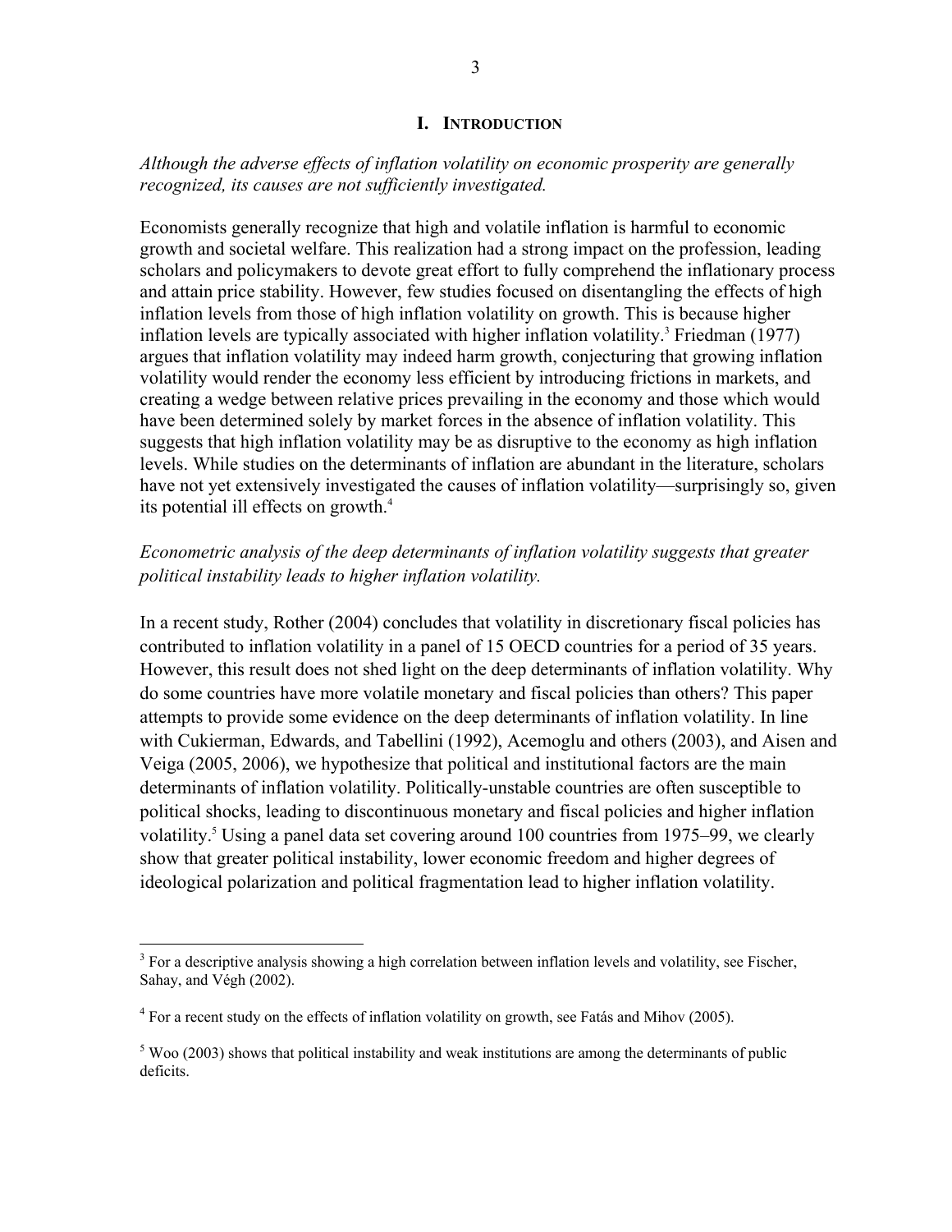# I. Introduction

*Although the adverse effects of inflation volatility on economic prosperity are generally recognized, its causes are not sufficiently investigated.*

Economists generally recognize that high and volatile inflation is harmful to economic growth and societal welfare. This realization had a strong impact on the profession, leading scholars and policymakers to devote great effort to fully comprehend the inflationary process and attain price stability. However, few studies focused on disentangling the effects of high inflation levels from those of high inflation volatility on growth. This is because higher inflation levels are typically associated with higher inflation volatility.[3] Friedman (1977) argues that inflation volatility may indeed harm growth, conjecturing that growing inflation volatility would render the economy less efficient by introducing frictions in markets, and creating a wedge between relative prices prevailing in the economy and those which would have been determined solely by market forces in the absence of inflation volatility. This suggests that high inflation volatility may be as disruptive to the economy as high inflation levels. While studies on the determinants of inflation are abundant in the literature, scholars have not yet extensively investigated the causes of inflation volatility—surprisingly so, given its potential ill effects on growth.[4]

*Econometric analysis of the deep determinants of inflation volatility suggests that greater political instability leads to higher inflation volatility.*

In a recent study, Rother (2004) concludes that volatility in discretionary fiscal policies has contributed to inflation volatility in a panel of 15 OECD countries for a period of 35 years. However, this result does not shed light on the deep determinants of inflation volatility. Why do some countries have more volatile monetary and fiscal policies than others? This paper attempts to provide some evidence on the deep determinants of inflation volatility. In line with Cukierman, Edwards, and Tabellini (1992), Acemoglu and others (2003), and Aisen and Veiga (2005, 2006), we hypothesize that political and institutional factors are the main determinants of inflation volatility. Politically-unstable countries are often susceptible to political shocks, leading to discontinuous monetary and fiscal policies and higher inflation volatility.[5] Using a panel data set covering around 100 countries from 1975–99, we clearly show that greater political instability, lower economic freedom and higher degrees of ideological polarization and political fragmentation lead to higher inflation volatility.

---

[3] For a descriptive analysis showing a high correlation between inflation levels and volatility, see Fischer, Sahay, and Végh (2002).

[4] For a recent study on the effects of inflation volatility on growth, see Fatás and Mihov (2005).

[5] Woo (2003) shows that political instability and weak institutions are among the determinants of public deficits.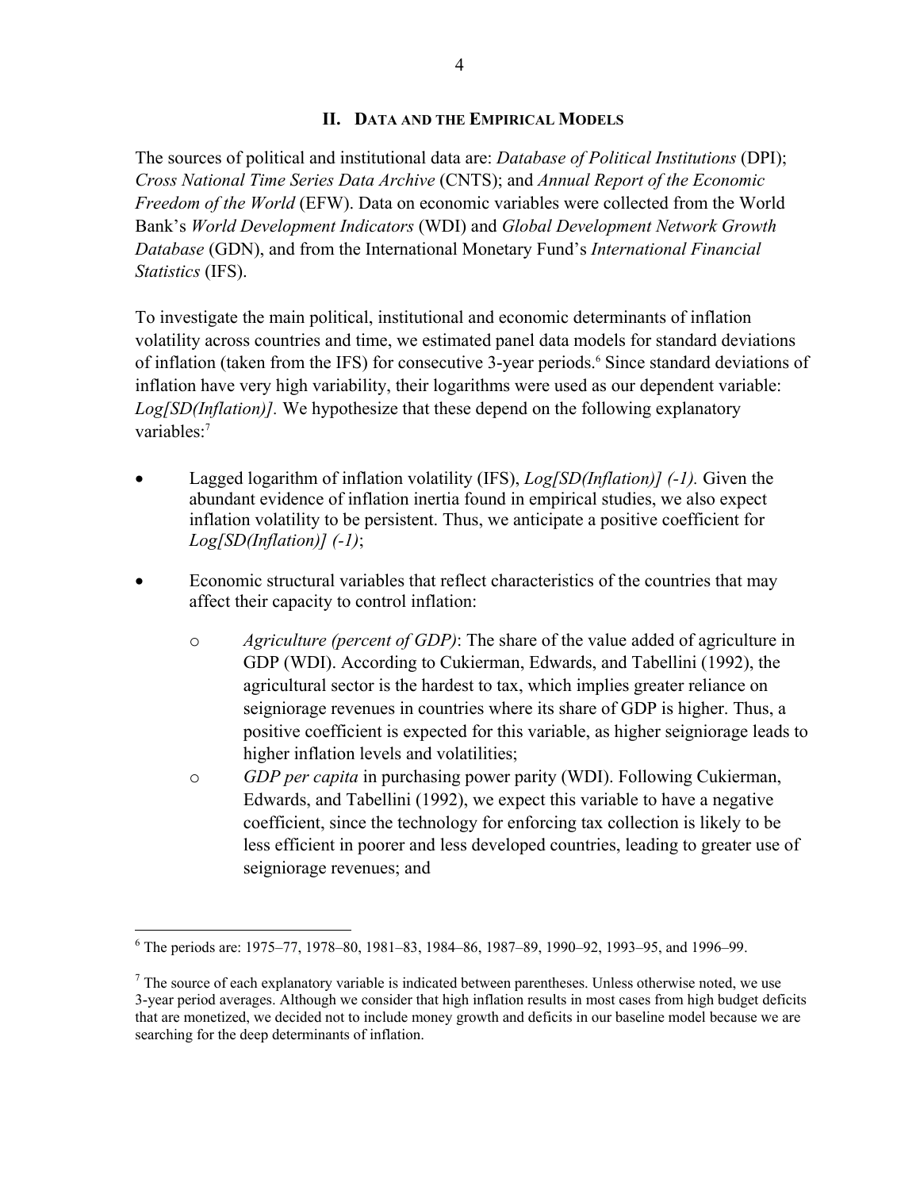## II. Data and the Empirical Models

The sources of political and institutional data are: *Database of Political Institutions* (DPI); *Cross National Time Series Data Archive* (CNTS); and *Annual Report of the Economic Freedom of the World* (EFW). Data on economic variables were collected from the World Bank's *World Development Indicators* (WDI) and *Global Development Network Growth Database* (GDN), and from the International Monetary Fund's *International Financial Statistics* (IFS).

To investigate the main political, institutional and economic determinants of inflation volatility across countries and time, we estimated panel data models for standard deviations of inflation (taken from the IFS) for consecutive 3-year periods.[6] Since standard deviations of inflation have very high variability, their logarithms were used as our dependent variable: *Log[SD(Inflation)]*. We hypothesize that these depend on the following explanatory variables:[7]

- Lagged logarithm of inflation volatility (IFS), *Log[SD(Inflation)] (-1)*. Given the abundant evidence of inflation inertia found in empirical studies, we also expect inflation volatility to be persistent. Thus, we anticipate a positive coefficient for *Log[SD(Inflation)] (-1)*;
- Economic structural variables that reflect characteristics of the countries that may affect their capacity to control inflation:
  - *Agriculture (percent of GDP)*: The share of the value added of agriculture in GDP (WDI). According to Cukierman, Edwards, and Tabellini (1992), the agricultural sector is the hardest to tax, which implies greater reliance on seigniorage revenues in countries where its share of GDP is higher. Thus, a positive coefficient is expected for this variable, as higher seigniorage leads to higher inflation levels and volatilities;
  - *GDP per capita* in purchasing power parity (WDI). Following Cukierman, Edwards, and Tabellini (1992), we expect this variable to have a negative coefficient, since the technology for enforcing tax collection is likely to be less efficient in poorer and less developed countries, leading to greater use of seigniorage revenues; and

---

[6] The periods are: 1975–77, 1978–80, 1981–83, 1984–86, 1987–89, 1990–92, 1993–95, and 1996–99.

[7] The source of each explanatory variable is indicated between parentheses. Unless otherwise noted, we use 3-year period averages. Although we consider that high inflation results in most cases from high budget deficits that are monetized, we decided not to include money growth and deficits in our baseline model because we are searching for the deep determinants of inflation.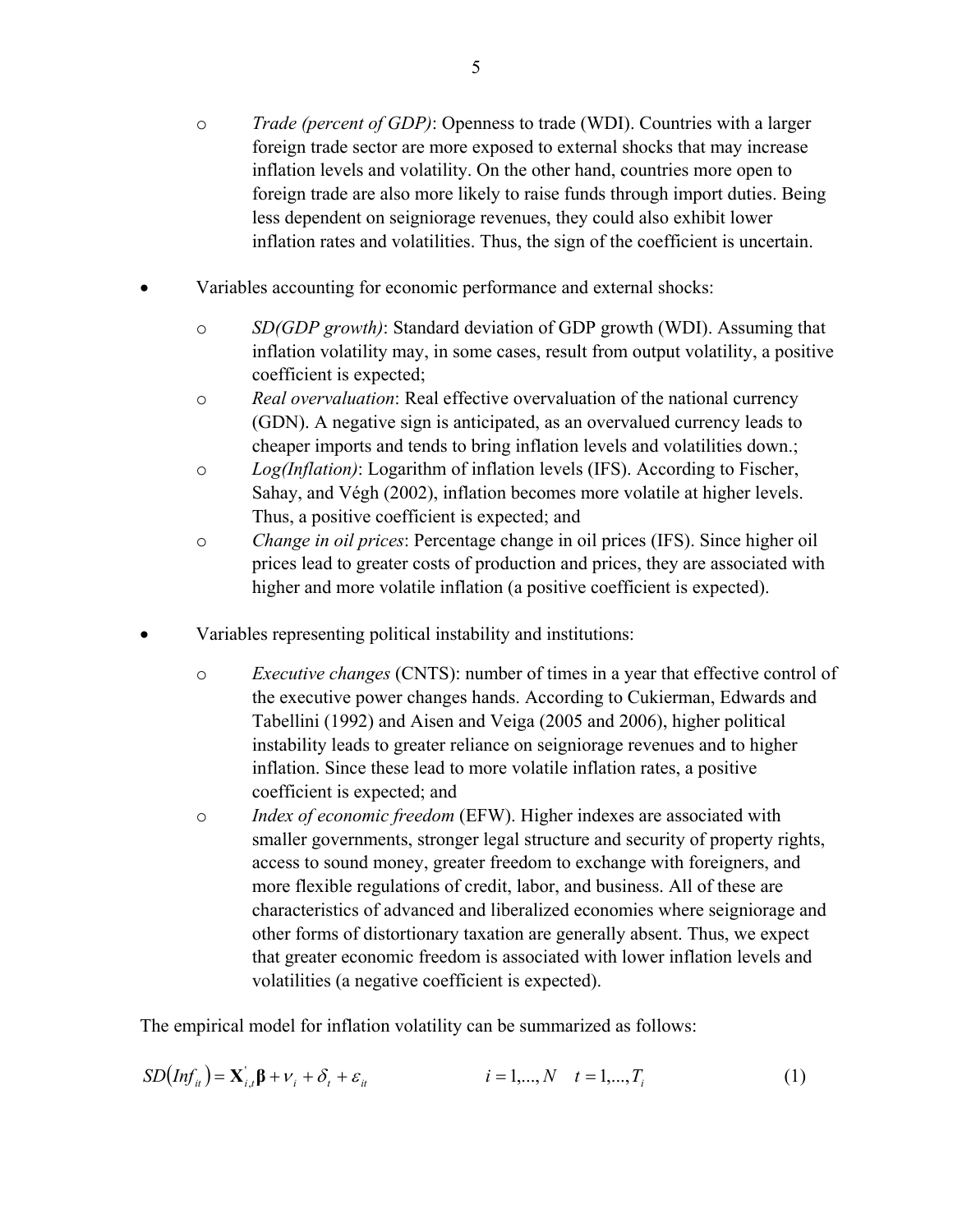- *Trade (percent of GDP)*: Openness to trade (WDI). Countries with a larger foreign trade sector are more exposed to external shocks that may increase inflation levels and volatility. On the other hand, countries more open to foreign trade are also more likely to raise funds through import duties. Being less dependent on seigniorage revenues, they could also exhibit lower inflation rates and volatilities. Thus, the sign of the coefficient is uncertain.

- Variables accounting for economic performance and external shocks:

  - *SD(GDP growth)*: Standard deviation of GDP growth (WDI). Assuming that inflation volatility may, in some cases, result from output volatility, a positive coefficient is expected;
  - *Real overvaluation*: Real effective overvaluation of the national currency (GDN). A negative sign is anticipated, as an overvalued currency leads to cheaper imports and tends to bring inflation levels and volatilities down.;
  - *Log(Inflation)*: Logarithm of inflation levels (IFS). According to Fischer, Sahay, and Végh (2002), inflation becomes more volatile at higher levels. Thus, a positive coefficient is expected; and
  - *Change in oil prices*: Percentage change in oil prices (IFS). Since higher oil prices lead to greater costs of production and prices, they are associated with higher and more volatile inflation (a positive coefficient is expected).

- Variables representing political instability and institutions:

  - *Executive changes* (CNTS): number of times in a year that effective control of the executive power changes hands. According to Cukierman, Edwards and Tabellini (1992) and Aisen and Veiga (2005 and 2006), higher political instability leads to greater reliance on seigniorage revenues and to higher inflation. Since these lead to more volatile inflation rates, a positive coefficient is expected; and
  - *Index of economic freedom* (EFW). Higher indexes are associated with smaller governments, stronger legal structure and security of property rights, access to sound money, greater freedom to exchange with foreigners, and more flexible regulations of credit, labor, and business. All of these are characteristics of advanced and liberalized economies where seigniorage and other forms of distortionary taxation are generally absent. Thus, we expect that greater economic freedom is associated with lower inflation levels and volatilities (a negative coefficient is expected).

The empirical model for inflation volatility can be summarized as follows:

$$SD\left(Inf_{it}\right) = \mathbf{X}_{i,t}^{'}\boldsymbol{\beta} + \nu_i + \delta_t + \varepsilon_{it} \qquad i = 1,...,N \quad t = 1,...,T_i \qquad (1)$$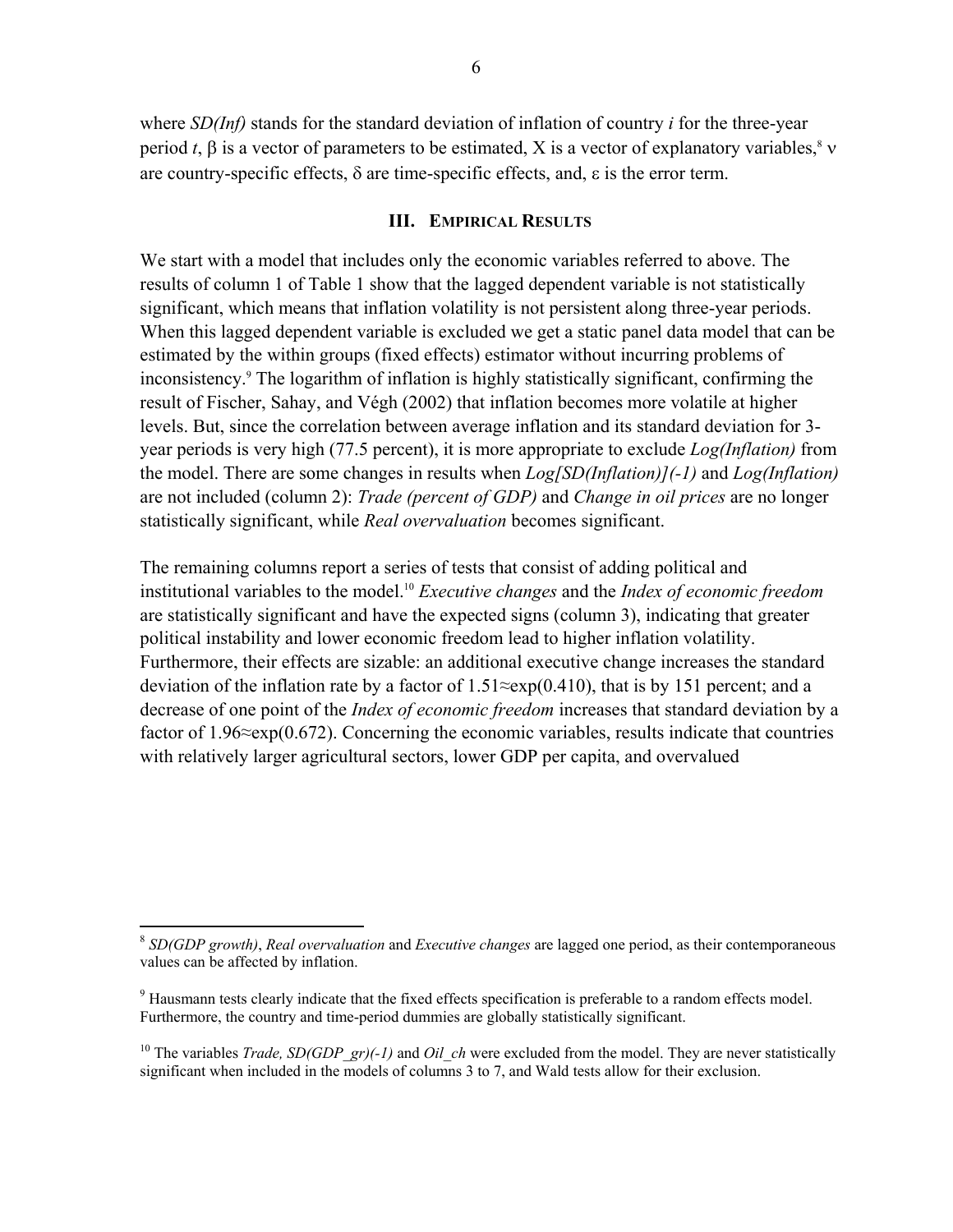where *SD(Inf)* stands for the standard deviation of inflation of country *i* for the three-year period *t*, $\beta$ is a vector of parameters to be estimated, X is a vector of explanatory variables,[8] $\nu$ are country-specific effects, $\delta$ are time-specific effects, and, $\varepsilon$ is the error term.

## III. Empirical Results

We start with a model that includes only the economic variables referred to above. The results of column 1 of Table 1 show that the lagged dependent variable is not statistically significant, which means that inflation volatility is not persistent along three-year periods. When this lagged dependent variable is excluded we get a static panel data model that can be estimated by the within groups (fixed effects) estimator without incurring problems of inconsistency.[9] The logarithm of inflation is highly statistically significant, confirming the result of Fischer, Sahay, and Végh (2002) that inflation becomes more volatile at higher levels. But, since the correlation between average inflation and its standard deviation for 3-year periods is very high (77.5 percent), it is more appropriate to exclude *Log(Inflation)* from the model. There are some changes in results when *Log[SD(Inflation)](-1)* and *Log(Inflation)* are not included (column 2): *Trade (percent of GDP)* and *Change in oil prices* are no longer statistically significant, while *Real overvaluation* becomes significant.

The remaining columns report a series of tests that consist of adding political and institutional variables to the model.[10] *Executive changes* and the *Index of economic freedom* are statistically significant and have the expected signs (column 3), indicating that greater political instability and lower economic freedom lead to higher inflation volatility. Furthermore, their effects are sizable: an additional executive change increases the standard deviation of the inflation rate by a factor of $1.51 \approx \exp(0.410)$, that is by 151 percent; and a decrease of one point of the *Index of economic freedom* increases that standard deviation by a factor of $1.96 \approx \exp(0.672)$. Concerning the economic variables, results indicate that countries with relatively larger agricultural sectors, lower GDP per capita, and overvalued

---

[8] *SD(GDP growth)*, *Real overvaluation* and *Executive changes* are lagged one period, as their contemporaneous values can be affected by inflation.

[9] Hausmann tests clearly indicate that the fixed effects specification is preferable to a random effects model. Furthermore, the country and time-period dummies are globally statistically significant.

[10] The variables *Trade, SD(GDP_gr)(-1)* and *Oil_ch* were excluded from the model. They are never statistically significant when included in the models of columns 3 to 7, and Wald tests allow for their exclusion.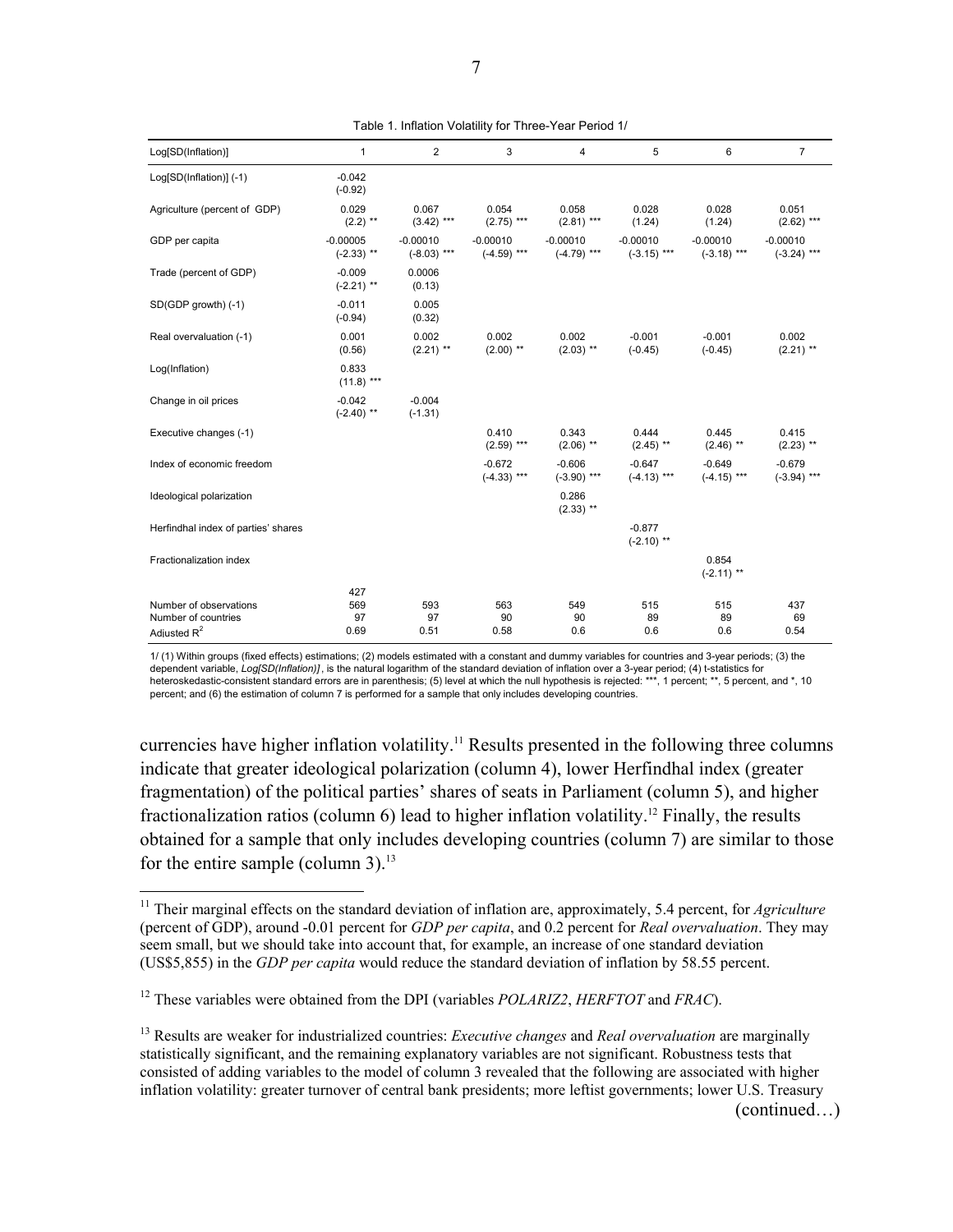Table 1. Inflation Volatility for Three-Year Period 1/

| Log[SD(Inflation)] | 1 | 2 | 3 | 4 | 5 | 6 | 7 |
|---|---|---|---|---|---|---|---|
| Log[SD(Inflation)] (-1) | -0.042 (-0.92) | | | | | | |
| Agriculture (percent of GDP) | 0.029 (2.2) ** | 0.067 (3.42) *** | 0.054 (2.75) *** | 0.058 (2.81) *** | 0.028 (1.24) | 0.028 (1.24) | 0.051 (2.62) *** |
| GDP per capita | -0.00005 (-2.33) ** | -0.00010 (-8.03) *** | -0.00010 (-4.59) *** | -0.00010 (-4.79) *** | -0.00010 (-3.15) *** | -0.00010 (-3.18) *** | -0.00010 (-3.24) *** |
| Trade (percent of GDP) | -0.009 (-2.21) ** | 0.0006 (0.13) | | | | | |
| SD(GDP growth) (-1) | -0.011 (-0.94) | 0.005 (0.32) | | | | | |
| Real overvaluation (-1) | 0.001 (0.56) | 0.002 (2.21) ** | 0.002 (2.00) ** | 0.002 (2.03) ** | -0.001 (-0.45) | -0.001 (-0.45) | 0.002 (2.21) ** |
| Log(Inflation) | 0.833 (11.8) *** | | | | | | |
| Change in oil prices | -0.042 (-2.40) ** | -0.004 (-1.31) | | | | | |
| Executive changes (-1) | | | 0.410 (2.59) *** | 0.343 (2.06) ** | 0.444 (2.45) ** | 0.445 (2.46) ** | 0.415 (2.23) ** |
| Index of economic freedom | | | -0.672 (-4.33) *** | -0.606 (-3.90) *** | -0.647 (-4.13) *** | -0.649 (-4.15) *** | -0.679 (-3.94) *** |
| Ideological polarization | | | | 0.286 (2.33) ** | | | |
| Herfindhal index of parties' shares | | | | | -0.877 (-2.10) ** | | |
| Fractionalization index | | | | | | 0.854 (-2.11) ** | |
| Number of observations | 427 569 | 593 | 563 | 549 | 515 | 515 | 437 |
| Number of countries | 97 | 97 | 90 | 90 | 89 | 89 | 69 |
| Adjusted $R^2$ | 0.69 | 0.51 | 0.58 | 0.6 | 0.6 | 0.6 | 0.54 |

1/ (1) Within groups (fixed effects) estimations; (2) models estimated with a constant and dummy variables for countries and 3-year periods; (3) the dependent variable, *Log[SD(Inflation)]*, is the natural logarithm of the standard deviation of inflation over a 3-year period; (4) t-statistics for heteroskedastic-consistent standard errors are in parenthesis; (5) level at which the null hypothesis is rejected: ***, 1 percent; **, 5 percent, and *, 10 percent; and (6) the estimation of column 7 is performed for a sample that only includes developing countries.

currencies have higher inflation volatility.[11] Results presented in the following three columns indicate that greater ideological polarization (column 4), lower Herfindhal index (greater fragmentation) of the political parties' shares of seats in Parliament (column 5), and higher fractionalization ratios (column 6) lead to higher inflation volatility.[12] Finally, the results obtained for a sample that only includes developing countries (column 7) are similar to those for the entire sample (column 3).[13]

[11] Their marginal effects on the standard deviation of inflation are, approximately, 5.4 percent, for *Agriculture* (percent of GDP), around -0.01 percent for *GDP per capita*, and 0.2 percent for *Real overvaluation*. They may seem small, but we should take into account that, for example, an increase of one standard deviation (US$5,855) in the *GDP per capita* would reduce the standard deviation of inflation by 58.55 percent.

[12] These variables were obtained from the DPI (variables *POLARIZ2*, *HERFTOT* and *FRAC*).

[13] Results are weaker for industrialized countries: *Executive changes* and *Real overvaluation* are marginally statistically significant, and the remaining explanatory variables are not significant. Robustness tests that consisted of adding variables to the model of column 3 revealed that the following are associated with higher inflation volatility: greater turnover of central bank presidents; more leftist governments; lower U.S. Treasury (continued…)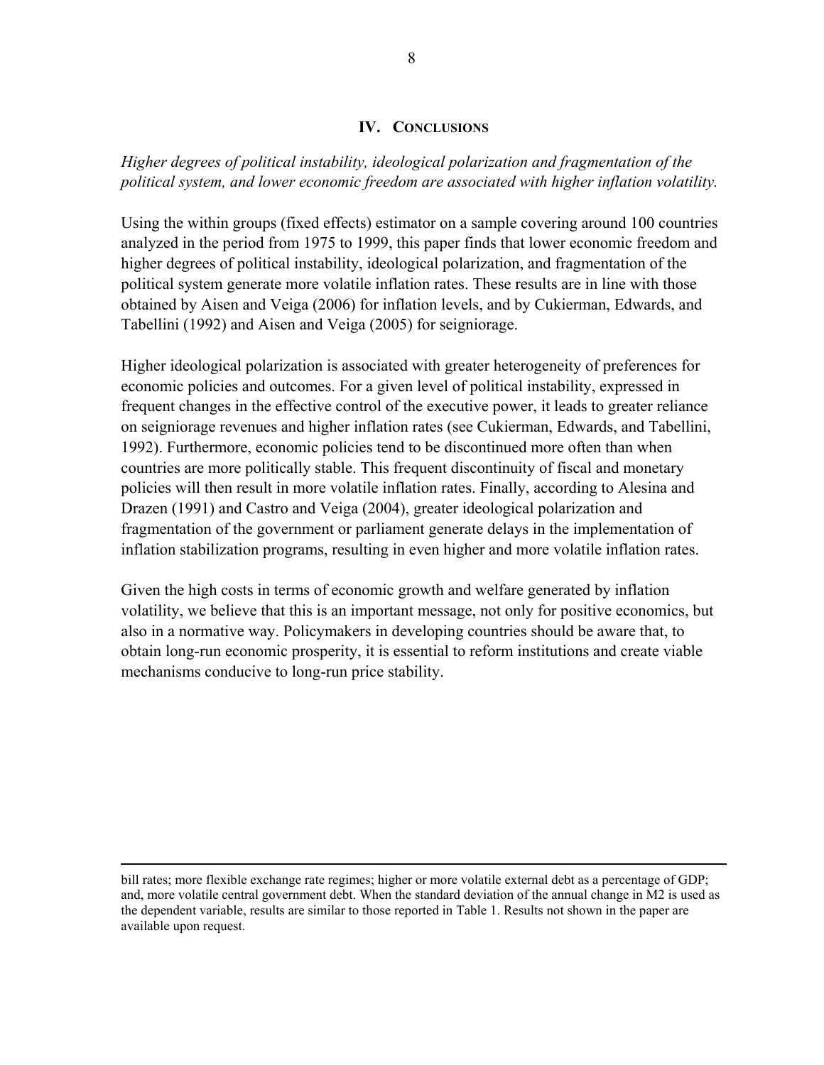## IV. Conclusions

*Higher degrees of political instability, ideological polarization and fragmentation of the political system, and lower economic freedom are associated with higher inflation volatility.*

Using the within groups (fixed effects) estimator on a sample covering around 100 countries analyzed in the period from 1975 to 1999, this paper finds that lower economic freedom and higher degrees of political instability, ideological polarization, and fragmentation of the political system generate more volatile inflation rates. These results are in line with those obtained by Aisen and Veiga (2006) for inflation levels, and by Cukierman, Edwards, and Tabellini (1992) and Aisen and Veiga (2005) for seigniorage.

Higher ideological polarization is associated with greater heterogeneity of preferences for economic policies and outcomes. For a given level of political instability, expressed in frequent changes in the effective control of the executive power, it leads to greater reliance on seigniorage revenues and higher inflation rates (see Cukierman, Edwards, and Tabellini, 1992). Furthermore, economic policies tend to be discontinued more often than when countries are more politically stable. This frequent discontinuity of fiscal and monetary policies will then result in more volatile inflation rates. Finally, according to Alesina and Drazen (1991) and Castro and Veiga (2004), greater ideological polarization and fragmentation of the government or parliament generate delays in the implementation of inflation stabilization programs, resulting in even higher and more volatile inflation rates.

Given the high costs in terms of economic growth and welfare generated by inflation volatility, we believe that this is an important message, not only for positive economics, but also in a normative way. Policymakers in developing countries should be aware that, to obtain long-run economic prosperity, it is essential to reform institutions and create viable mechanisms conducive to long-run price stability.

---

bill rates; more flexible exchange rate regimes; higher or more volatile external debt as a percentage of GDP; and, more volatile central government debt. When the standard deviation of the annual change in M2 is used as the dependent variable, results are similar to those reported in Table 1. Results not shown in the paper are available upon request.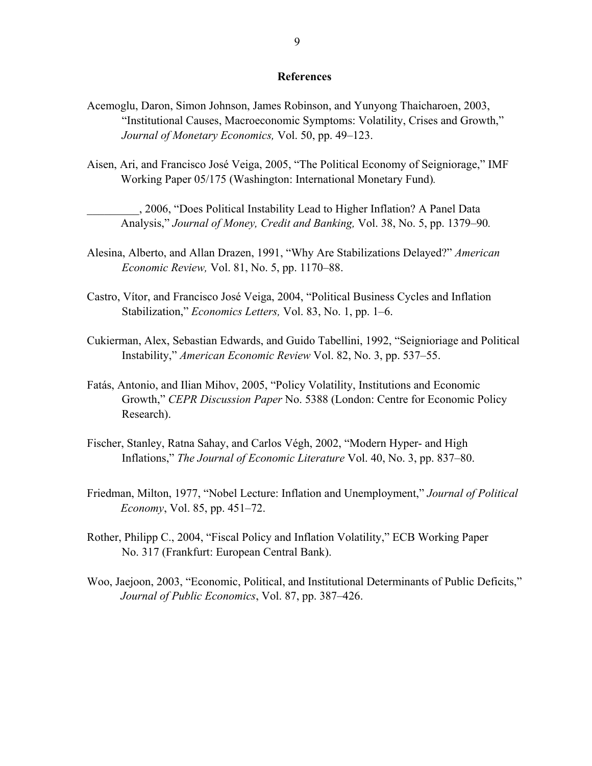## References

Acemoglu, Daron, Simon Johnson, James Robinson, and Yunyong Thaicharoen, 2003, "Institutional Causes, Macroeconomic Symptoms: Volatility, Crises and Growth," *Journal of Monetary Economics,* Vol. 50, pp. 49–123.

Aisen, Ari, and Francisco José Veiga, 2005, "The Political Economy of Seigniorage," IMF Working Paper 05/175 (Washington: International Monetary Fund).

_________, 2006, "Does Political Instability Lead to Higher Inflation? A Panel Data Analysis," *Journal of Money, Credit and Banking,* Vol. 38, No. 5, pp. 1379–90.

Alesina, Alberto, and Allan Drazen, 1991, "Why Are Stabilizations Delayed?" *American Economic Review,* Vol. 81, No. 5, pp. 1170–88.

Castro, Vítor, and Francisco José Veiga, 2004, "Political Business Cycles and Inflation Stabilization," *Economics Letters,* Vol. 83, No. 1, pp. 1–6.

Cukierman, Alex, Sebastian Edwards, and Guido Tabellini, 1992, "Seignioriage and Political Instability," *American Economic Review* Vol. 82, No. 3, pp. 537–55.

Fatás, Antonio, and Ilian Mihov, 2005, "Policy Volatility, Institutions and Economic Growth," *CEPR Discussion Paper* No. 5388 (London: Centre for Economic Policy Research).

Fischer, Stanley, Ratna Sahay, and Carlos Végh, 2002, "Modern Hyper- and High Inflations," *The Journal of Economic Literature* Vol. 40, No. 3, pp. 837–80.

Friedman, Milton, 1977, "Nobel Lecture: Inflation and Unemployment," *Journal of Political Economy*, Vol. 85, pp. 451–72.

Rother, Philipp C., 2004, "Fiscal Policy and Inflation Volatility," ECB Working Paper No. 317 (Frankfurt: European Central Bank).

Woo, Jaejoon, 2003, "Economic, Political, and Institutional Determinants of Public Deficits," *Journal of Public Economics*, Vol. 87, pp. 387–426.